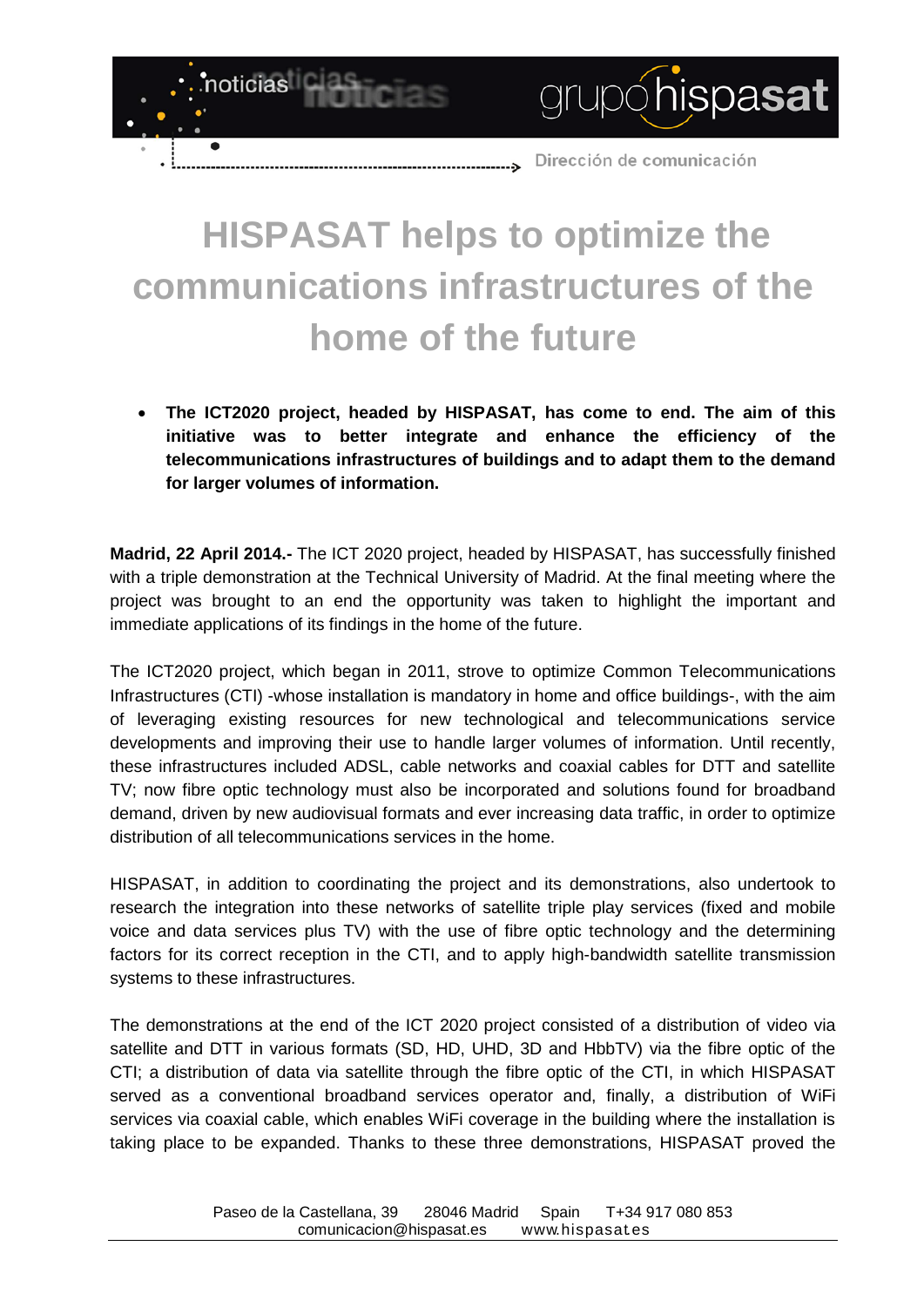# HISPASAT helps to optimize the communications infrastructures of the home of the future

- **The ICT2020 project, headed by HISPASAT, has come to end. The aim of this initiative was to better integrate and enhance the efficiency of the telecommunications infrastructures of buildings and to adapt them to the demand for larger volumes of information.**

**Madrid, 22 April 2014.-** The ICT 2020 project, headed by HISPASAT, has successfully finished with a triple demonstration at the Technical University of Madrid. At the final meeting where the project was brought to an end the opportunity was taken to highlight the important and immediate applications of its findings in the home of the future.

The ICT2020 project, which began in 2011, strove to optimize Common Telecommunications Infrastructures (CTI) -whose installation is mandatory in home and office buildings-, with the aim of leveraging existing resources for new technological and telecommunications service developments and improving their use to handle larger volumes of information. Until recently, these infrastructures included ADSL, cable networks and coaxial cables for DTT and satellite TV; now fibre optic technology must also be incorporated and solutions found for broadband demand, driven by new audiovisual formats and ever increasing data traffic, in order to optimize distribution of all telecommunications services in the home.

HISPASAT, in addition to coordinating the project and its demonstrations, also undertook to research the integration into these networks of satellite triple play services (fixed and mobile voice and data services plus TV) with the use of fibre optic technology and the determining factors for its correct reception in the CTI, and to apply high-bandwidth satellite transmission systems to these infrastructures.

The demonstrations at the end of the ICT 2020 project consisted of a distribution of video via satellite and DTT in various formats (SD, HD, UHD, 3D and HbbTV) via the fibre optic of the CTI; a distribution of data via satellite through the fibre optic of the CTI, in which HISPASAT served as a conventional broadband services operator and, finally, a distribution of WiFi services via coaxial cable, which enables WiFi coverage in the building where the installation is taking place to be expanded. Thanks to these three demonstrations, HISPASAT proved the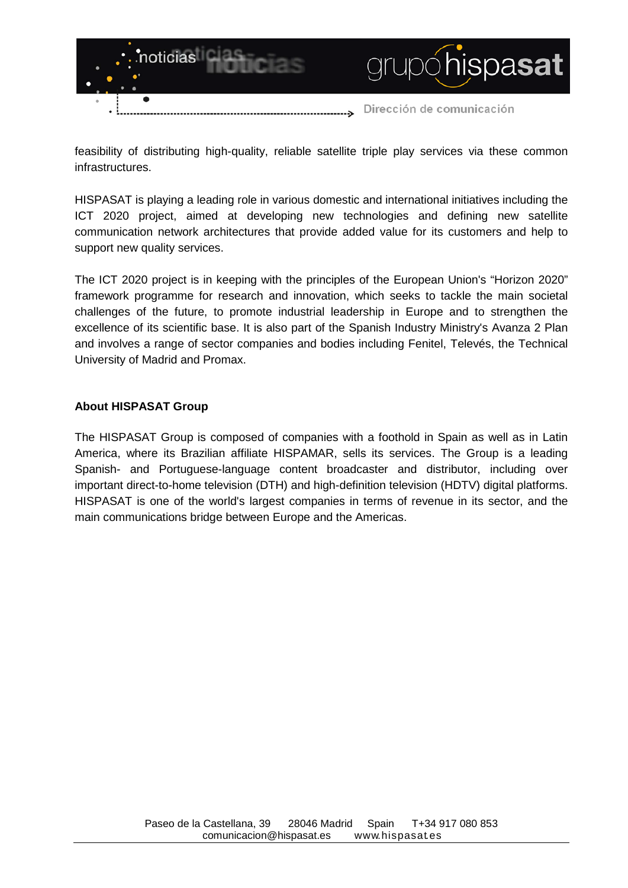feasibility of distributing high-quality, reliable satellite triple play services via these common infrastructures.

HISPASAT is playing a leading role in various domestic and international initiatives including the ICT 2020 project, aimed at developing new technologies and defining new satellite communication network architectures that provide added value for its customers and help to support new quality services.

The ICT 2020 project is in keeping with the principles of the European Union's “Horizon 2020” framework programme for research and innovation, which seeks to tackle the main societal challenges of the future, to promote industrial leadership in Europe and to strengthen the excellence of its scientific base. It is also part of the Spanish Industry Ministry's Avanza 2 Plan and involves a range of sector companies and bodies including Fenitel, Televés, the Technical University of Madrid and Promax.

**About HISPASAT Group**

The HISPASAT Group is composed of companies with a foothold in Spain as well as in Latin America, where its Brazilian affiliate HISPAMAR, sells its services. The Group is a leading Spanish- and Portuguese-language content broadcaster and distributor, including over important direct-to-home television (DTH) and high-definition television (HDTV) digital platforms. HISPASAT is one of the world's largest companies in terms of revenue in its sector, and the main communications bridge between Europe and the Americas.